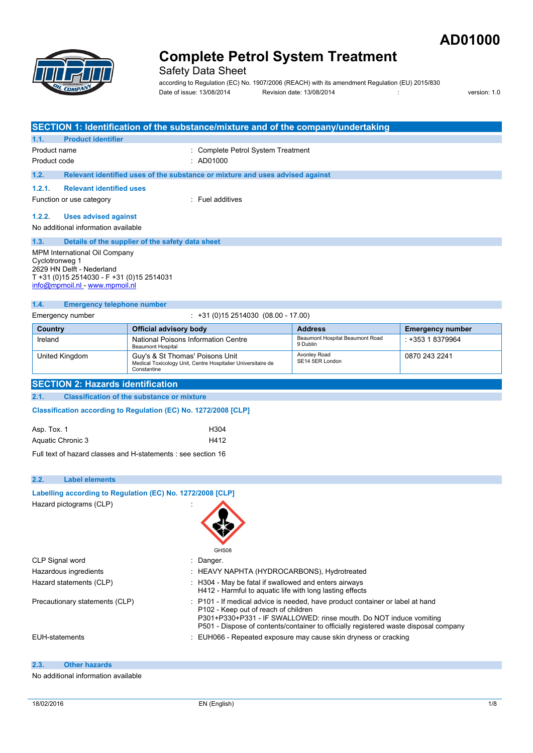AD01000

# Complete Petrol System Treatment

Safety Data Sheet

according to Regulation (EC) No. 1907/2006 (REACH) with its amendment Regulation (EU) 2015/830

Date of issue: 13/08/2014 Revision date: 13/08/2014 : version: 1.0

## SECTION 1: Identification of the substance/mixture and of the company/undertaking

### 1.1. Product identifier

Product name : Complete Petrol System Treatment

Product code : AD01000

### 1.2. Relevant identified uses of the substance or mixture and uses advised against

#### 1.2.1. Relevant identified uses

Function or use category : Fuel additives

#### 1.2.2. Uses advised against

No additional information available

### 1.3. Details of the supplier of the safety data sheet

MPM International Oil Company
Cyclotronweg 1
2629 HN Delft - Nederland
T +31 (0)15 2514030 - F +31 (0)15 2514031
info@mpmoil.nl - www.mpmoil.nl

### 1.4. Emergency telephone number

Emergency number : +31 (0)15 2514030 (08.00 - 17.00)

| Country | Official advisory body | Address | Emergency number |
|---|---|---|---|
| Ireland | National Poisons Information Centre<br>Beaumont Hospital | Beaumont Hospital Beaumont Road<br>9 Dublin | : +353 1 8379964 |
| United Kingdom | Guy's & St Thomas' Poisons Unit<br>Medical Toxicology Unit, Centre Hospitalier Universitaire de Constantine | Avonley Road<br>SE14 5ER London | 0870 243 2241 |

## SECTION 2: Hazards identification

### 2.1. Classification of the substance or mixture

**Classification according to Regulation (EC) No. 1272/2008 [CLP]**

Asp. Tox. 1 H304
Aquatic Chronic 3 H412

Full text of hazard classes and H-statements : see section 16

### 2.2. Label elements

**Labelling according to Regulation (EC) No. 1272/2008 [CLP]**

Hazard pictograms (CLP) :

GHS08

CLP Signal word : Danger.

Hazardous ingredients : HEAVY NAPHTA (HYDROCARBONS), Hydrotreated

Hazard statements (CLP) : H304 - May be fatal if swallowed and enters airways
H412 - Harmful to aquatic life with long lasting effects

Precautionary statements (CLP) : P101 - If medical advice is needed, have product container or label at hand
P102 - Keep out of reach of children
P301+P330+P331 - IF SWALLOWED: rinse mouth. Do NOT induce vomiting
P501 - Dispose of contents/container to officially registered waste disposal company

EUH-statements : EUH066 - Repeated exposure may cause skin dryness or cracking

### 2.3. Other hazards

No additional information available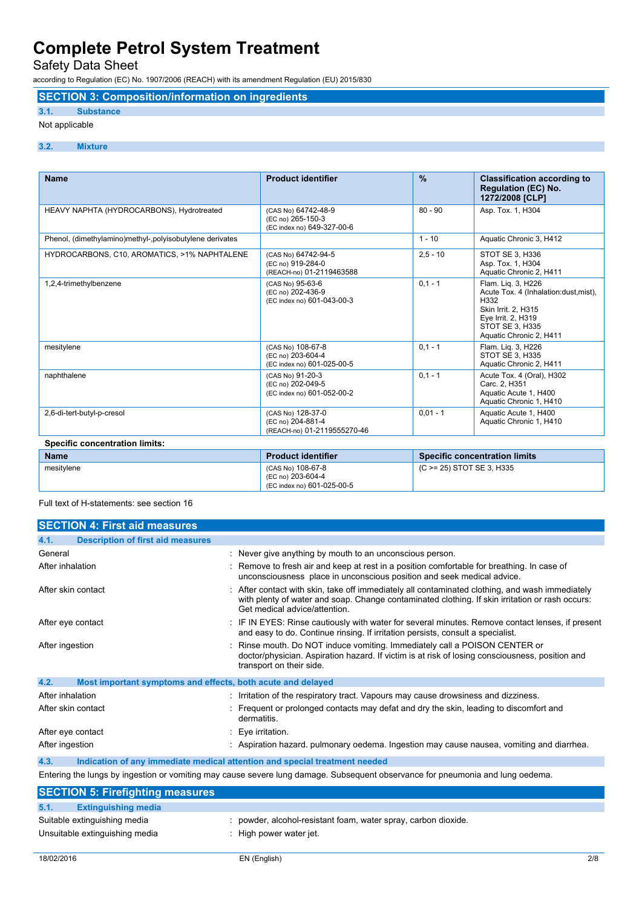## SECTION 3: Composition/information on ingredients

### 3.1. Substance

Not applicable

### 3.2. Mixture

| Name | Product identifier | % | Classification according to Regulation (EC) No. 1272/2008 [CLP] |
|---|---|---|---|
| HEAVY NAPHTA (HYDROCARBONS), Hydrotreated | (CAS No) 64742-48-9<br>(EC no) 265-150-3<br>(EC index no) 649-327-00-6 | 80 - 90 | Asp. Tox. 1, H304 |
| Phenol, (dimethylamino)methyl-,polyisobutylene derivates | | 1 - 10 | Aquatic Chronic 3, H412 |
| HYDROCARBONS, C10, AROMATICS, >1% NAPHTALENE | (CAS No) 64742-94-5<br>(EC no) 919-284-0<br>(REACH-no) 01-2119463588 | 2,5 - 10 | STOT SE 3, H336<br>Asp. Tox. 1, H304<br>Aquatic Chronic 2, H411 |
| 1,2,4-trimethylbenzene | (CAS No) 95-63-6<br>(EC no) 202-436-9<br>(EC index no) 601-043-00-3 | 0,1 - 1 | Flam. Liq. 3, H226<br>Acute Tox. 4 (Inhalation:dust,mist), H332<br>Skin Irrit. 2, H315<br>Eye Irrit. 2, H319<br>STOT SE 3, H335<br>Aquatic Chronic 2, H411 |
| mesitylene | (CAS No) 108-67-8<br>(EC no) 203-604-4<br>(EC index no) 601-025-00-5 | 0,1 - 1 | Flam. Liq. 3, H226<br>STOT SE 3, H335<br>Aquatic Chronic 2, H411 |
| naphthalene | (CAS No) 91-20-3<br>(EC no) 202-049-5<br>(EC index no) 601-052-00-2 | 0,1 - 1 | Acute Tox. 4 (Oral), H302<br>Carc. 2, H351<br>Aquatic Acute 1, H400<br>Aquatic Chronic 1, H410 |
| 2,6-di-tert-butyl-p-cresol | (CAS No) 128-37-0<br>(EC no) 204-881-4<br>(REACH-no) 01-2119555270-46 | 0,01 - 1 | Aquatic Acute 1, H400<br>Aquatic Chronic 1, H410 |

**Specific concentration limits:**

| Name | Product identifier | Specific concentration limits |
|---|---|---|
| mesitylene | (CAS No) 108-67-8<br>(EC no) 203-604-4<br>(EC index no) 601-025-00-5 | (C >= 25) STOT SE 3, H335 |

Full text of H-statements: see section 16

## SECTION 4: First aid measures

### 4.1. Description of first aid measures

General : Never give anything by mouth to an unconscious person.

After inhalation : Remove to fresh air and keep at rest in a position comfortable for breathing. In case of unconsciousness place in unconscious position and seek medical advice.

After skin contact : After contact with skin, take off immediately all contaminated clothing, and wash immediately with plenty of water and soap. Change contaminated clothing. If skin irritation or rash occurs: Get medical advice/attention.

After eye contact : IF IN EYES: Rinse cautiously with water for several minutes. Remove contact lenses, if present and easy to do. Continue rinsing. If irritation persists, consult a specialist.

After ingestion : Rinse mouth. Do NOT induce vomiting. Immediately call a POISON CENTER or doctor/physician. Aspiration hazard. If victim is at risk of losing consciousness, position and transport on their side.

### 4.2. Most important symptoms and effects, both acute and delayed

After inhalation : Irritation of the respiratory tract. Vapours may cause drowsiness and dizziness.

After skin contact : Frequent or prolonged contacts may defat and dry the skin, leading to discomfort and dermatitis.

After eye contact : Eye irritation.

After ingestion : Aspiration hazard. pulmonary oedema. Ingestion may cause nausea, vomiting and diarrhea.

### 4.3. Indication of any immediate medical attention and special treatment needed

Entering the lungs by ingestion or vomiting may cause severe lung damage. Subsequent observance for pneumonia and lung oedema.

## SECTION 5: Firefighting measures

### 5.1. Extinguishing media

Suitable extinguishing media : powder, alcohol-resistant foam, water spray, carbon dioxide.

Unsuitable extinguishing media : High power water jet.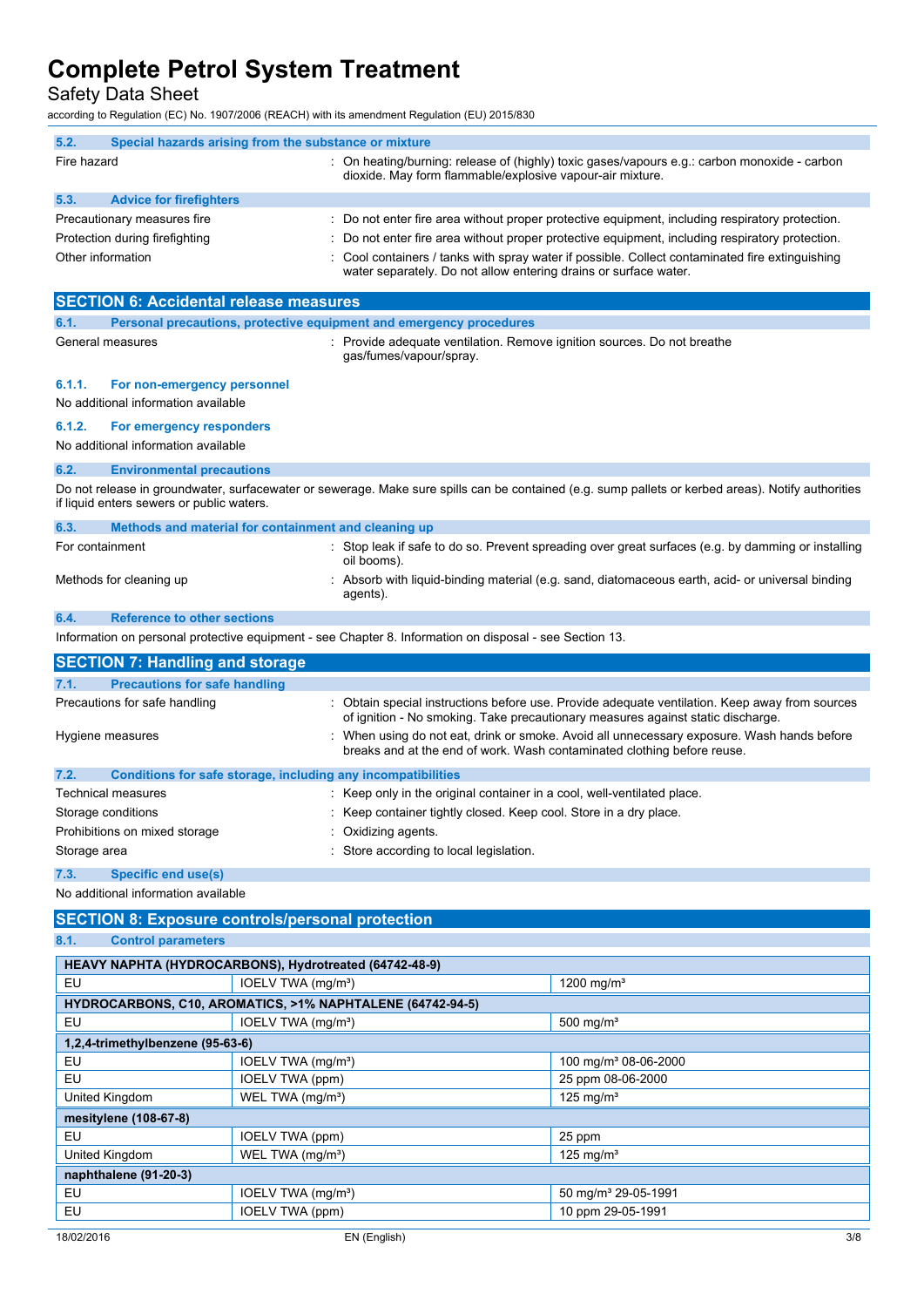### 5.2. Special hazards arising from the substance or mixture

Fire hazard : On heating/burning: release of (highly) toxic gases/vapours e.g.: carbon monoxide - carbon dioxide. May form flammable/explosive vapour-air mixture.

### 5.3. Advice for firefighters

Precautionary measures fire : Do not enter fire area without proper protective equipment, including respiratory protection.

Protection during firefighting : Do not enter fire area without proper protective equipment, including respiratory protection.

Other information : Cool containers / tanks with spray water if possible. Collect contaminated fire extinguishing water separately. Do not allow entering drains or surface water.

## SECTION 6: Accidental release measures

### 6.1. Personal precautions, protective equipment and emergency procedures

General measures : Provide adequate ventilation. Remove ignition sources. Do not breathe gas/fumes/vapour/spray.

#### 6.1.1. For non-emergency personnel

No additional information available

#### 6.1.2. For emergency responders

No additional information available

### 6.2. Environmental precautions

Do not release in groundwater, surfacewater or sewerage. Make sure spills can be contained (e.g. sump pallets or kerbed areas). Notify authorities if liquid enters sewers or public waters.

### 6.3. Methods and material for containment and cleaning up

For containment : Stop leak if safe to do so. Prevent spreading over great surfaces (e.g. by damming or installing oil booms).

Methods for cleaning up : Absorb with liquid-binding material (e.g. sand, diatomaceous earth, acid- or universal binding agents).

### 6.4. Reference to other sections

Information on personal protective equipment - see Chapter 8. Information on disposal - see Section 13.

## SECTION 7: Handling and storage

### 7.1. Precautions for safe handling

Precautions for safe handling : Obtain special instructions before use. Provide adequate ventilation. Keep away from sources of ignition - No smoking. Take precautionary measures against static discharge.

Hygiene measures : When using do not eat, drink or smoke. Avoid all unnecessary exposure. Wash hands before breaks and at the end of work. Wash contaminated clothing before reuse.

### 7.2. Conditions for safe storage, including any incompatibilities

Technical measures : Keep only in the original container in a cool, well-ventilated place.

Storage conditions : Keep container tightly closed. Keep cool. Store in a dry place.

Prohibitions on mixed storage : Oxidizing agents.

Storage area : Store according to local legislation.

### 7.3. Specific end use(s)

No additional information available

## SECTION 8: Exposure controls/personal protection

### 8.1. Control parameters

| HEAVY NAPHTA (HYDROCARBONS), Hydrotreated (64742-48-9) | | |
|---|---|---|
| EU | IOELV TWA (mg/m³) | 1200 mg/m³ |
| **HYDROCARBONS, C10, AROMATICS, >1% NAPHTALENE (64742-94-5)** | | |
| EU | IOELV TWA (mg/m³) | 500 mg/m³ |
| **1,2,4-trimethylbenzene (95-63-6)** | | |
| EU | IOELV TWA (mg/m³) | 100 mg/m³ 08-06-2000 |
| EU | IOELV TWA (ppm) | 25 ppm 08-06-2000 |
| United Kingdom | WEL TWA (mg/m³) | 125 mg/m³ |
| **mesitylene (108-67-8)** | | |
| EU | IOELV TWA (ppm) | 25 ppm |
| United Kingdom | WEL TWA (mg/m³) | 125 mg/m³ |
| **naphthalene (91-20-3)** | | |
| EU | IOELV TWA (mg/m³) | 50 mg/m³ 29-05-1991 |
| EU | IOELV TWA (ppm) | 10 ppm 29-05-1991 |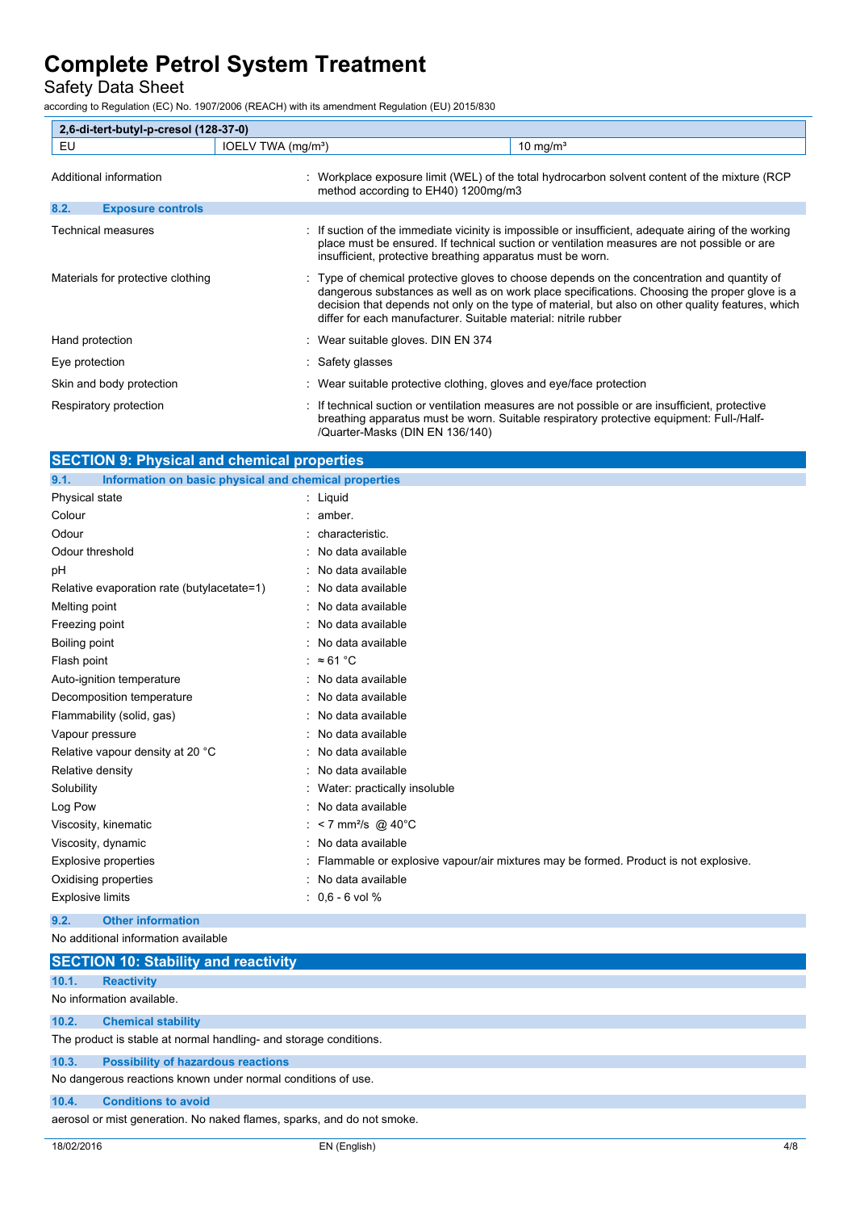| 2,6-di-tert-butyl-p-cresol (128-37-0) | | |
|---|---|---|
| EU | IOELV TWA (mg/m³) | 10 mg/m³ |

| | |
|---|---|
| Additional information | : Workplace exposure limit (WEL) of the total hydrocarbon solvent content of the mixture (RCP method according to EH40) 1200mg/m3 |

### 8.2. Exposure controls

| | |
|---|---|
| Technical measures | : If suction of the immediate vicinity is impossible or insufficient, adequate airing of the working place must be ensured. If technical suction or ventilation measures are not possible or are insufficient, protective breathing apparatus must be worn. |
| Materials for protective clothing | : Type of chemical protective gloves to choose depends on the concentration and quantity of dangerous substances as well as on work place specifications. Choosing the proper glove is a decision that depends not only on the type of material, but also on other quality features, which differ for each manufacturer. Suitable material: nitrile rubber |
| Hand protection | : Wear suitable gloves. DIN EN 374 |
| Eye protection | : Safety glasses |
| Skin and body protection | : Wear suitable protective clothing, gloves and eye/face protection |
| Respiratory protection | : If technical suction or ventilation measures are not possible or are insufficient, protective breathing apparatus must be worn. Suitable respiratory protective equipment: Full-/Half-/Quarter-Masks (DIN EN 136/140) |

## SECTION 9: Physical and chemical properties

### 9.1. Information on basic physical and chemical properties

| | |
|---|---|
| Physical state | : Liquid |
| Colour | : amber. |
| Odour | : characteristic. |
| Odour threshold | : No data available |
| pH | : No data available |
| Relative evaporation rate (butylacetate=1) | : No data available |
| Melting point | : No data available |
| Freezing point | : No data available |
| Boiling point | : No data available |
| Flash point | : ≈ 61 °C |
| Auto-ignition temperature | : No data available |
| Decomposition temperature | : No data available |
| Flammability (solid, gas) | : No data available |
| Vapour pressure | : No data available |
| Relative vapour density at 20 °C | : No data available |
| Relative density | : No data available |
| Solubility | : Water: practically insoluble |
| Log Pow | : No data available |
| Viscosity, kinematic | : < 7 mm²/s @ 40°C |
| Viscosity, dynamic | : No data available |
| Explosive properties | : Flammable or explosive vapour/air mixtures may be formed. Product is not explosive. |
| Oxidising properties | : No data available |
| Explosive limits | : 0,6 - 6 vol % |

### 9.2. Other information

No additional information available

## SECTION 10: Stability and reactivity

### 10.1. Reactivity

No information available.

### 10.2. Chemical stability

The product is stable at normal handling- and storage conditions.

### 10.3. Possibility of hazardous reactions

No dangerous reactions known under normal conditions of use.

### 10.4. Conditions to avoid

aerosol or mist generation. No naked flames, sparks, and do not smoke.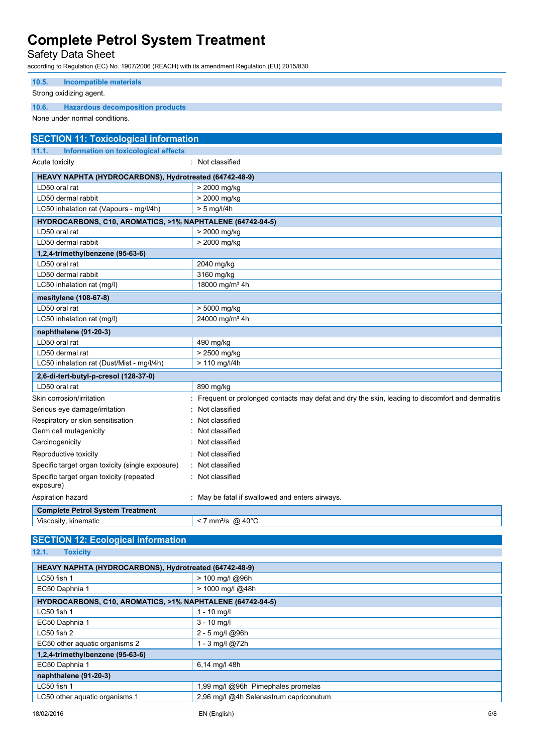### 10.5. Incompatible materials

Strong oxidizing agent.

### 10.6. Hazardous decomposition products

None under normal conditions.

## SECTION 11: Toxicological information

### 11.1. Information on toxicological effects

Acute toxicity : Not classified

| HEAVY NAPHTA (HYDROCARBONS), Hydrotreated (64742-48-9) | |
|---|---|
| LD50 oral rat | > 2000 mg/kg |
| LD50 dermal rabbit | > 2000 mg/kg |
| LC50 inhalation rat (Vapours - mg/l/4h) | > 5 mg/l/4h |
| **HYDROCARBONS, C10, AROMATICS, >1% NAPHTALENE (64742-94-5)** | |
| LD50 oral rat | > 2000 mg/kg |
| LD50 dermal rabbit | > 2000 mg/kg |
| **1,2,4-trimethylbenzene (95-63-6)** | |
| LD50 oral rat | 2040 mg/kg |
| LD50 dermal rabbit | 3160 mg/kg |
| LC50 inhalation rat (mg/l) | 18000 mg/m³ 4h |
| **mesitylene (108-67-8)** | |
| LD50 oral rat | > 5000 mg/kg |
| LC50 inhalation rat (mg/l) | 24000 mg/m³ 4h |
| **naphthalene (91-20-3)** | |
| LD50 oral rat | 490 mg/kg |
| LD50 dermal rat | > 2500 mg/kg |
| LC50 inhalation rat (Dust/Mist - mg/l/4h) | > 110 mg/l/4h |
| **2,6-di-tert-butyl-p-cresol (128-37-0)** | |
| LD50 oral rat | 890 mg/kg |

Skin corrosion/irritation : Frequent or prolonged contacts may defat and dry the skin, leading to discomfort and dermatitis

Serious eye damage/irritation : Not classified

Respiratory or skin sensitisation : Not classified

Germ cell mutagenicity : Not classified

Carcinogenicity : Not classified

Reproductive toxicity : Not classified

Specific target organ toxicity (single exposure) : Not classified

Specific target organ toxicity (repeated exposure) : Not classified

Aspiration hazard : May be fatal if swallowed and enters airways.

| Complete Petrol System Treatment | |
|---|---|
| Viscosity, kinematic | < 7 mm²/s @ 40°C |

## SECTION 12: Ecological information

### 12.1. Toxicity

| HEAVY NAPHTA (HYDROCARBONS), Hydrotreated (64742-48-9) | |
|---|---|
| LC50 fish 1 | > 100 mg/l @96h |
| EC50 Daphnia 1 | > 1000 mg/l @48h |
| **HYDROCARBONS, C10, AROMATICS, >1% NAPHTALENE (64742-94-5)** | |
| LC50 fish 1 | 1 - 10 mg/l |
| EC50 Daphnia 1 | 3 - 10 mg/l |
| LC50 fish 2 | 2 - 5 mg/l @96h |
| EC50 other aquatic organisms 2 | 1 - 3 mg/l @72h |
| **1,2,4-trimethylbenzene (95-63-6)** | |
| EC50 Daphnia 1 | 6,14 mg/l 48h |
| **naphthalene (91-20-3)** | |
| LC50 fish 1 | 1,99 mg/l @96h Pimephales promelas |
| LC50 other aquatic organisms 1 | 2,96 mg/l @4h Selenastrum capriconutum |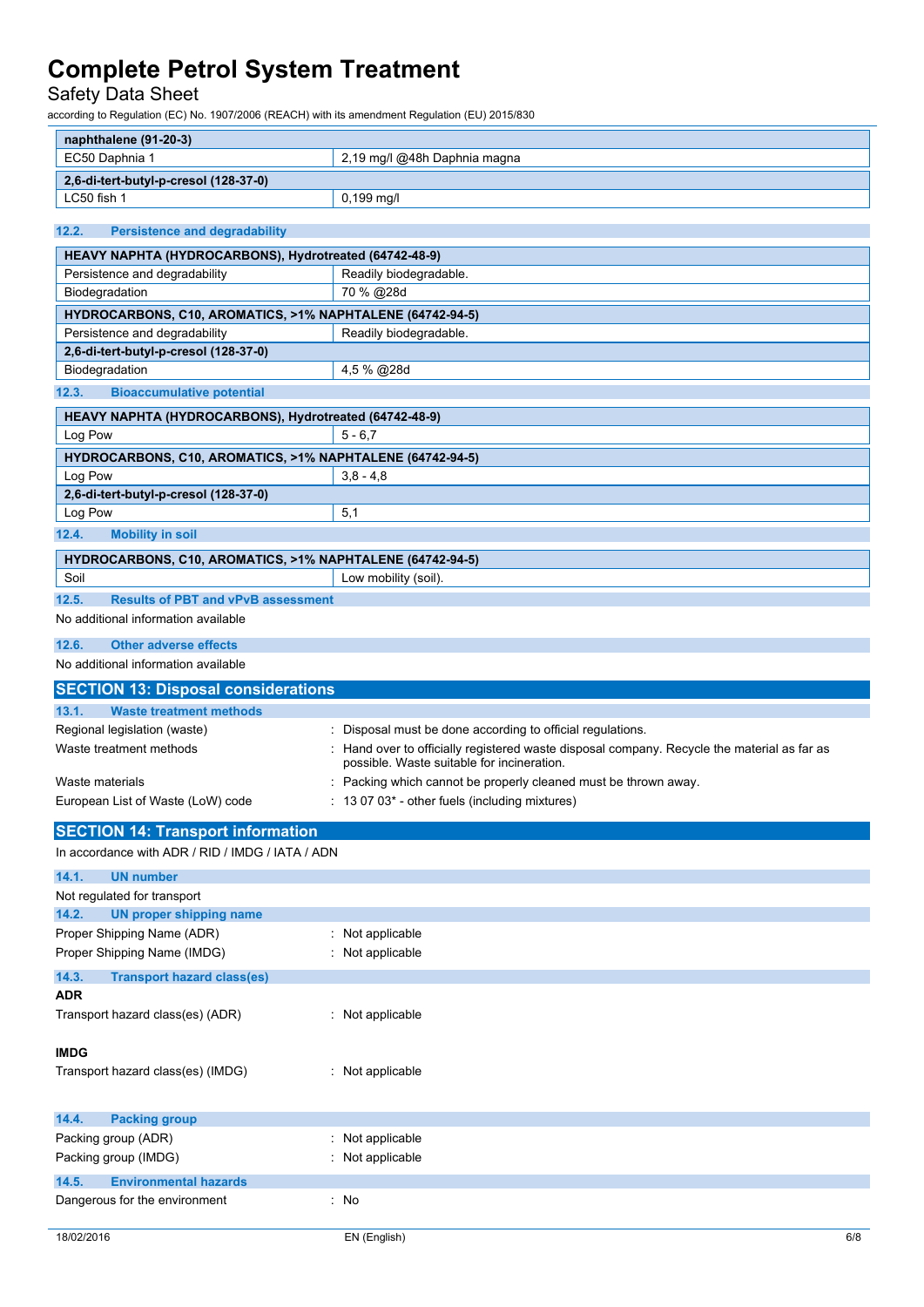| naphthalene (91-20-3) | |
|---|---|
| EC50 Daphnia 1 | 2,19 mg/l @48h Daphnia magna |
| **2,6-di-tert-butyl-p-cresol (128-37-0)** | |
| LC50 fish 1 | 0,199 mg/l |

### 12.2. Persistence and degradability

| HEAVY NAPHTA (HYDROCARBONS), Hydrotreated (64742-48-9) | |
|---|---|
| Persistence and degradability | Readily biodegradable. |
| Biodegradation | 70 % @28d |
| **HYDROCARBONS, C10, AROMATICS, >1% NAPHTALENE (64742-94-5)** | |
| Persistence and degradability | Readily biodegradable. |
| **2,6-di-tert-butyl-p-cresol (128-37-0)** | |
| Biodegradation | 4,5 % @28d |

### 12.3. Bioaccumulative potential

| HEAVY NAPHTA (HYDROCARBONS), Hydrotreated (64742-48-9) | |
|---|---|
| Log Pow | 5 - 6,7 |
| **HYDROCARBONS, C10, AROMATICS, >1% NAPHTALENE (64742-94-5)** | |
| Log Pow | 3,8 - 4,8 |
| **2,6-di-tert-butyl-p-cresol (128-37-0)** | |
| Log Pow | 5,1 |

### 12.4. Mobility in soil

| HYDROCARBONS, C10, AROMATICS, >1% NAPHTALENE (64742-94-5) | |
|---|---|
| Soil | Low mobility (soil). |

### 12.5. Results of PBT and vPvB assessment

No additional information available

### 12.6. Other adverse effects

No additional information available

## SECTION 13: Disposal considerations

### 13.1. Waste treatment methods

Regional legislation (waste) : Disposal must be done according to official regulations.

Waste treatment methods : Hand over to officially registered waste disposal company. Recycle the material as far as possible. Waste suitable for incineration.

Waste materials : Packing which cannot be properly cleaned must be thrown away.

European List of Waste (LoW) code : 13 07 03* - other fuels (including mixtures)

## SECTION 14: Transport information

In accordance with ADR / RID / IMDG / IATA / ADN

### 14.1. UN number

Not regulated for transport

### 14.2. UN proper shipping name

Proper Shipping Name (ADR) : Not applicable

Proper Shipping Name (IMDG) : Not applicable

### 14.3. Transport hazard class(es)

**ADR**

Transport hazard class(es) (ADR) : Not applicable

**IMDG**

Transport hazard class(es) (IMDG) : Not applicable

### 14.4. Packing group

Packing group (ADR) : Not applicable

Packing group (IMDG) : Not applicable

### 14.5. Environmental hazards

Dangerous for the environment : No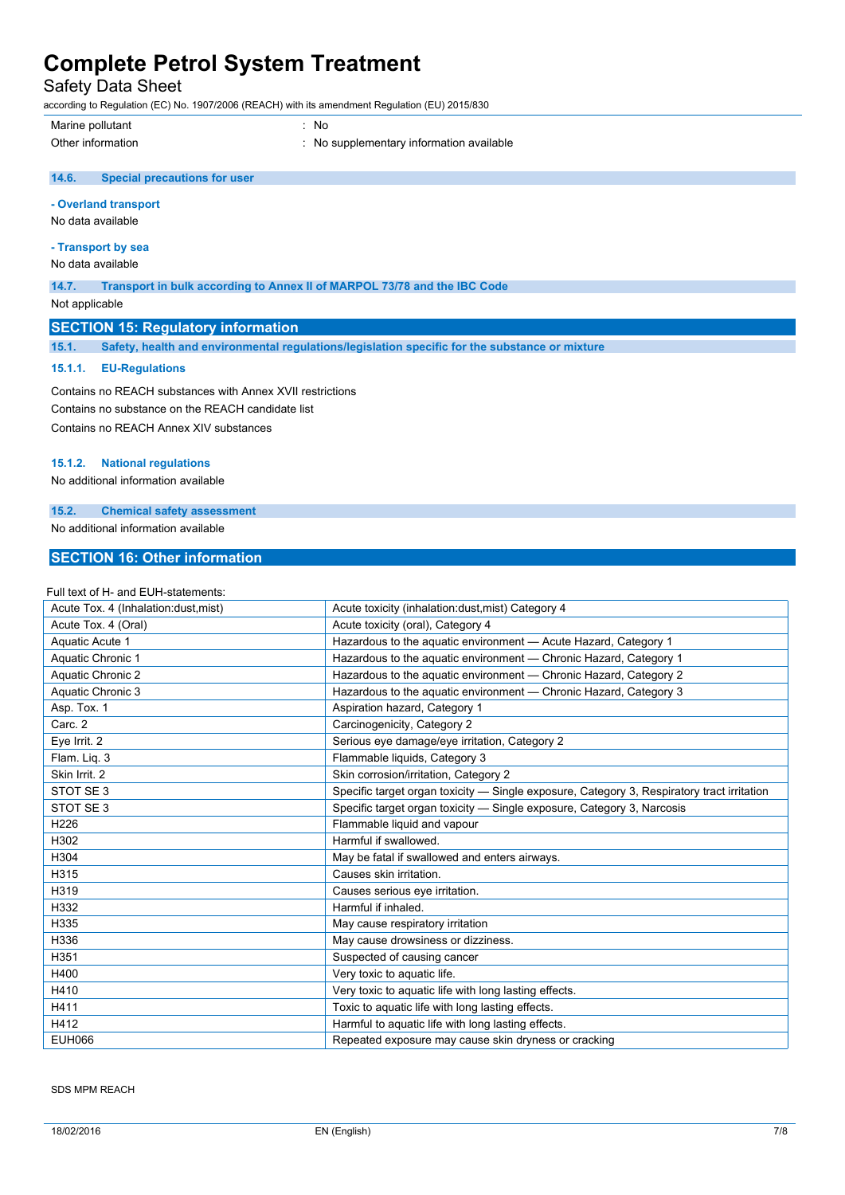| | |
|---|---|
| Marine pollutant | : No |
| Other information | : No supplementary information available |

#### 14.6. Special precautions for user

**- Overland transport**

No data available

**- Transport by sea**

No data available

#### 14.7. Transport in bulk according to Annex II of MARPOL 73/78 and the IBC Code

Not applicable

## SECTION 15: Regulatory information

### 15.1. Safety, health and environmental regulations/legislation specific for the substance or mixture

#### 15.1.1. EU-Regulations

Contains no REACH substances with Annex XVII restrictions

Contains no substance on the REACH candidate list

Contains no REACH Annex XIV substances

#### 15.1.2. National regulations

No additional information available

### 15.2. Chemical safety assessment

No additional information available

## SECTION 16: Other information

Full text of H- and EUH-statements:

| | |
|---|---|
| Acute Tox. 4 (Inhalation:dust,mist) | Acute toxicity (inhalation:dust,mist) Category 4 |
| Acute Tox. 4 (Oral) | Acute toxicity (oral), Category 4 |
| Aquatic Acute 1 | Hazardous to the aquatic environment — Acute Hazard, Category 1 |
| Aquatic Chronic 1 | Hazardous to the aquatic environment — Chronic Hazard, Category 1 |
| Aquatic Chronic 2 | Hazardous to the aquatic environment — Chronic Hazard, Category 2 |
| Aquatic Chronic 3 | Hazardous to the aquatic environment — Chronic Hazard, Category 3 |
| Asp. Tox. 1 | Aspiration hazard, Category 1 |
| Carc. 2 | Carcinogenicity, Category 2 |
| Eye Irrit. 2 | Serious eye damage/eye irritation, Category 2 |
| Flam. Liq. 3 | Flammable liquids, Category 3 |
| Skin Irrit. 2 | Skin corrosion/irritation, Category 2 |
| STOT SE 3 | Specific target organ toxicity — Single exposure, Category 3, Respiratory tract irritation |
| STOT SE 3 | Specific target organ toxicity — Single exposure, Category 3, Narcosis |
| H226 | Flammable liquid and vapour |
| H302 | Harmful if swallowed. |
| H304 | May be fatal if swallowed and enters airways. |
| H315 | Causes skin irritation. |
| H319 | Causes serious eye irritation. |
| H332 | Harmful if inhaled. |
| H335 | May cause respiratory irritation |
| H336 | May cause drowsiness or dizziness. |
| H351 | Suspected of causing cancer |
| H400 | Very toxic to aquatic life. |
| H410 | Very toxic to aquatic life with long lasting effects. |
| H411 | Toxic to aquatic life with long lasting effects. |
| H412 | Harmful to aquatic life with long lasting effects. |
| EUH066 | Repeated exposure may cause skin dryness or cracking |

SDS MPM REACH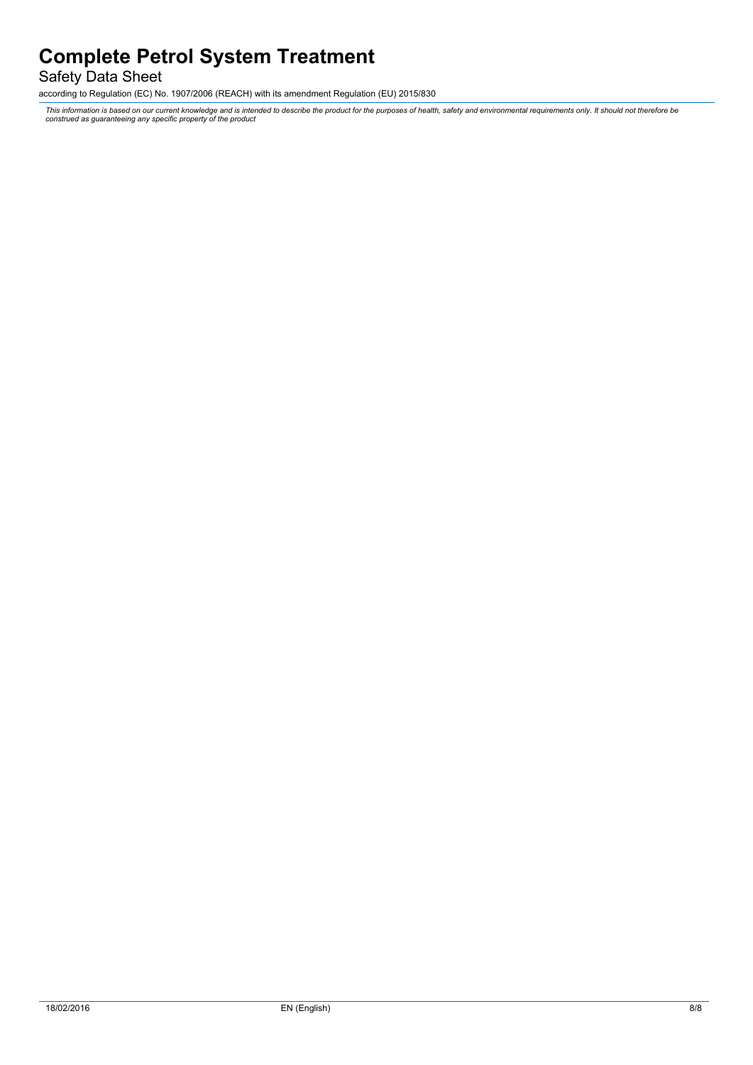*This information is based on our current knowledge and is intended to describe the product for the purposes of health, safety and environmental requirements only. It should not therefore be construed as guaranteeing any specific property of the product*